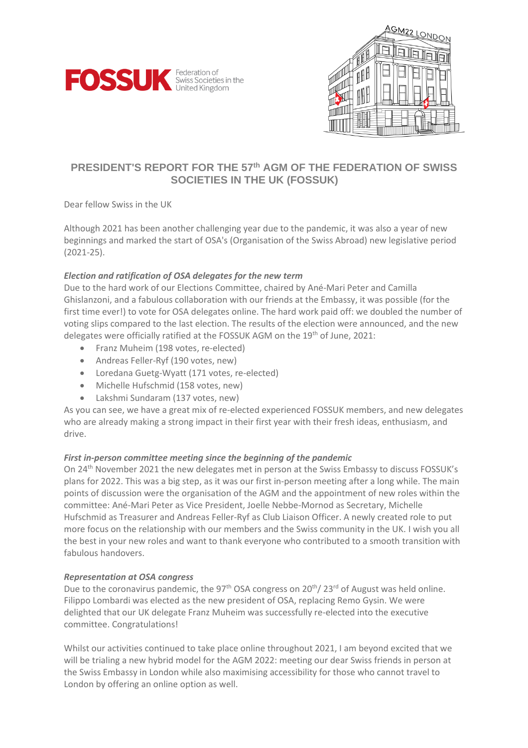# PRESIDENT'S REPORT FOR THE 57th AGM OF THE FEDERATION OF SWISS SOCIETIES IN THE UK (FOSSUK)

Dear fellow Swiss in the UK

Although 2021 has been another challenging year due to the pandemic, it was also a year of new beginnings and marked the start of OSA's (Organisation of the Swiss Abroad) new legislative period (2021-25).

***Election and ratification of OSA delegates for the new term***

Due to the hard work of our Elections Committee, chaired by Ané-Mari Peter and Camilla Ghislanzoni, and a fabulous collaboration with our friends at the Embassy, it was possible (for the first time ever!) to vote for OSA delegates online. The hard work paid off: we doubled the number of voting slips compared to the last election. The results of the election were announced, and the new delegates were officially ratified at the FOSSUK AGM on the 19th of June, 2021:

- Franz Muheim (198 votes, re-elected)
- Andreas Feller-Ryf (190 votes, new)
- Loredana Guetg-Wyatt (171 votes, re-elected)
- Michelle Hufschmid (158 votes, new)
- Lakshmi Sundaram (137 votes, new)

As you can see, we have a great mix of re-elected experienced FOSSUK members, and new delegates who are already making a strong impact in their first year with their fresh ideas, enthusiasm, and drive.

***First in-person committee meeting since the beginning of the pandemic***

On 24th November 2021 the new delegates met in person at the Swiss Embassy to discuss FOSSUK's plans for 2022. This was a big step, as it was our first in-person meeting after a long while. The main points of discussion were the organisation of the AGM and the appointment of new roles within the committee: Ané-Mari Peter as Vice President, Joelle Nebbe-Mornod as Secretary, Michelle Hufschmid as Treasurer and Andreas Feller-Ryf as Club Liaison Officer. A newly created role to put more focus on the relationship with our members and the Swiss community in the UK. I wish you all the best in your new roles and want to thank everyone who contributed to a smooth transition with fabulous handovers.

***Representation at OSA congress***

Due to the coronavirus pandemic, the 97th OSA congress on 20th/ 23rd of August was held online. Filippo Lombardi was elected as the new president of OSA, replacing Remo Gysin. We were delighted that our UK delegate Franz Muheim was successfully re-elected into the executive committee. Congratulations!

Whilst our activities continued to take place online throughout 2021, I am beyond excited that we will be trialing a new hybrid model for the AGM 2022: meeting our dear Swiss friends in person at the Swiss Embassy in London while also maximising accessibility for those who cannot travel to London by offering an online option as well.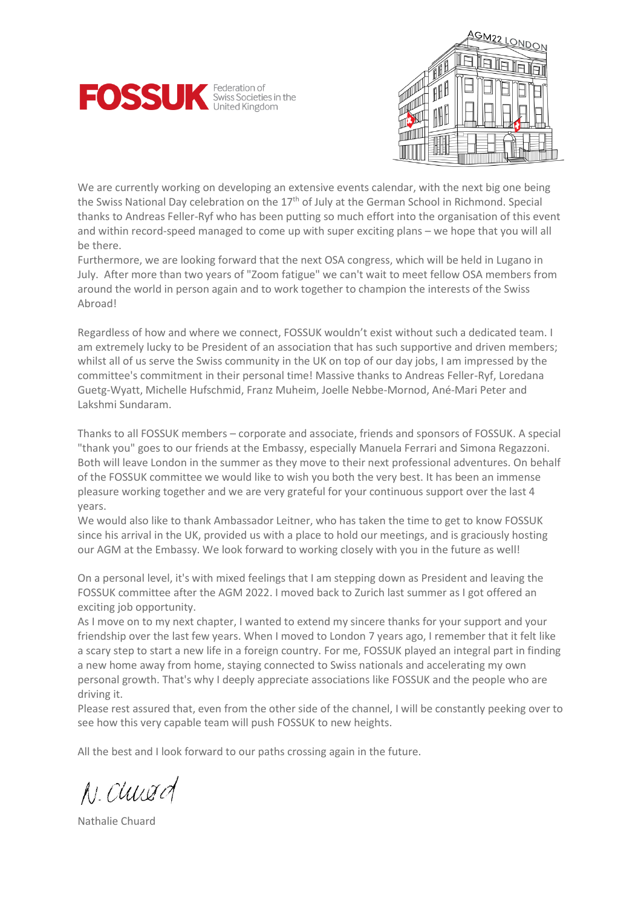**FOSSUK** Federation of Swiss Societies in the United Kingdom

AGM22 LONDON

We are currently working on developing an extensive events calendar, with the next big one being the Swiss National Day celebration on the 17th of July at the German School in Richmond. Special thanks to Andreas Feller-Ryf who has been putting so much effort into the organisation of this event and within record-speed managed to come up with super exciting plans – we hope that you will all be there.
Furthermore, we are looking forward that the next OSA congress, which will be held in Lugano in July. After more than two years of "Zoom fatigue" we can't wait to meet fellow OSA members from around the world in person again and to work together to champion the interests of the Swiss Abroad!

Regardless of how and where we connect, FOSSUK wouldn't exist without such a dedicated team. I am extremely lucky to be President of an association that has such supportive and driven members; whilst all of us serve the Swiss community in the UK on top of our day jobs, I am impressed by the committee's commitment in their personal time! Massive thanks to Andreas Feller-Ryf, Loredana Guetg-Wyatt, Michelle Hufschmid, Franz Muheim, Joelle Nebbe-Mornod, Ané-Mari Peter and Lakshmi Sundaram.

Thanks to all FOSSUK members – corporate and associate, friends and sponsors of FOSSUK. A special "thank you" goes to our friends at the Embassy, especially Manuela Ferrari and Simona Regazzoni. Both will leave London in the summer as they move to their next professional adventures. On behalf of the FOSSUK committee we would like to wish you both the very best. It has been an immense pleasure working together and we are very grateful for your continuous support over the last 4 years.
We would also like to thank Ambassador Leitner, who has taken the time to get to know FOSSUK since his arrival in the UK, provided us with a place to hold our meetings, and is graciously hosting our AGM at the Embassy. We look forward to working closely with you in the future as well!

On a personal level, it's with mixed feelings that I am stepping down as President and leaving the FOSSUK committee after the AGM 2022. I moved back to Zurich last summer as I got offered an exciting job opportunity.
As I move on to my next chapter, I wanted to extend my sincere thanks for your support and your friendship over the last few years. When I moved to London 7 years ago, I remember that it felt like a scary step to start a new life in a foreign country. For me, FOSSUK played an integral part in finding a new home away from home, staying connected to Swiss nationals and accelerating my own personal growth. That's why I deeply appreciate associations like FOSSUK and the people who are driving it.
Please rest assured that, even from the other side of the channel, I will be constantly peeking over to see how this very capable team will push FOSSUK to new heights.

All the best and I look forward to our paths crossing again in the future.

N. Chuard

Nathalie Chuard